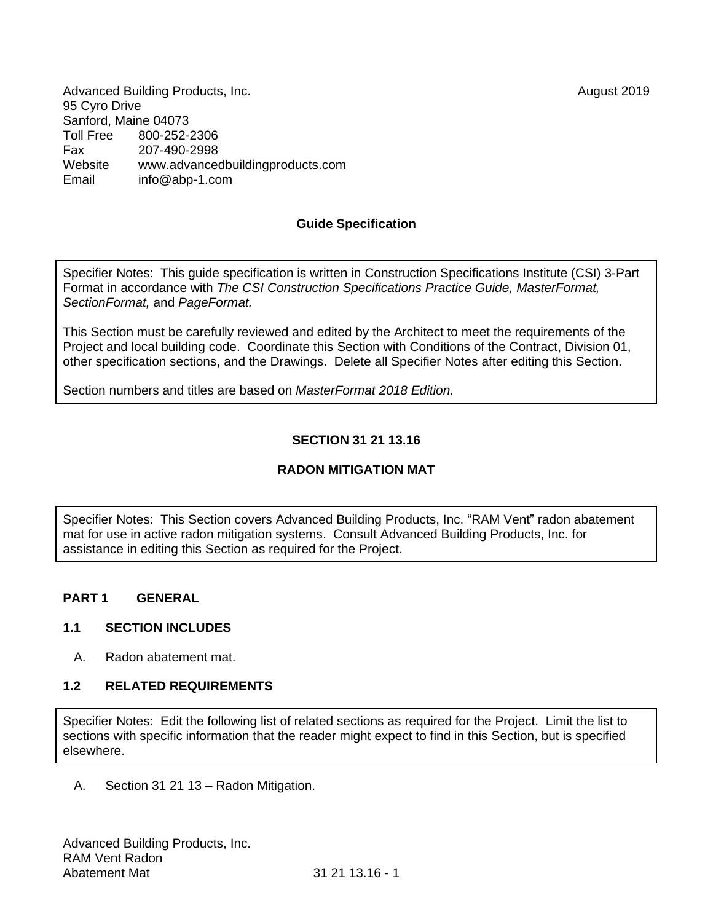Advanced Building Products, Inc. August 2019
95 Cyro Drive
Sanford, Maine 04073
Toll Free 800-252-2306
Fax 207-490-2998
Website www.advancedbuildingproducts.com
Email info@abp-1.com

**Guide Specification**

> Specifier Notes: This guide specification is written in Construction Specifications Institute (CSI) 3-Part Format in accordance with *The CSI Construction Specifications Practice Guide, MasterFormat, SectionFormat,* and *PageFormat.*
>
> This Section must be carefully reviewed and edited by the Architect to meet the requirements of the Project and local building code. Coordinate this Section with Conditions of the Contract, Division 01, other specification sections, and the Drawings. Delete all Specifier Notes after editing this Section.
>
> Section numbers and titles are based on *MasterFormat 2018 Edition.*

# SECTION 31 21 13.16

# RADON MITIGATION MAT

> Specifier Notes: This Section covers Advanced Building Products, Inc. "RAM Vent" radon abatement mat for use in active radon mitigation systems. Consult Advanced Building Products, Inc. for assistance in editing this Section as required for the Project.

## PART 1 GENERAL

### 1.1 SECTION INCLUDES

A. Radon abatement mat.

### 1.2 RELATED REQUIREMENTS

> Specifier Notes: Edit the following list of related sections as required for the Project. Limit the list to sections with specific information that the reader might expect to find in this Section, but is specified elsewhere.

A. Section 31 21 13 – Radon Mitigation.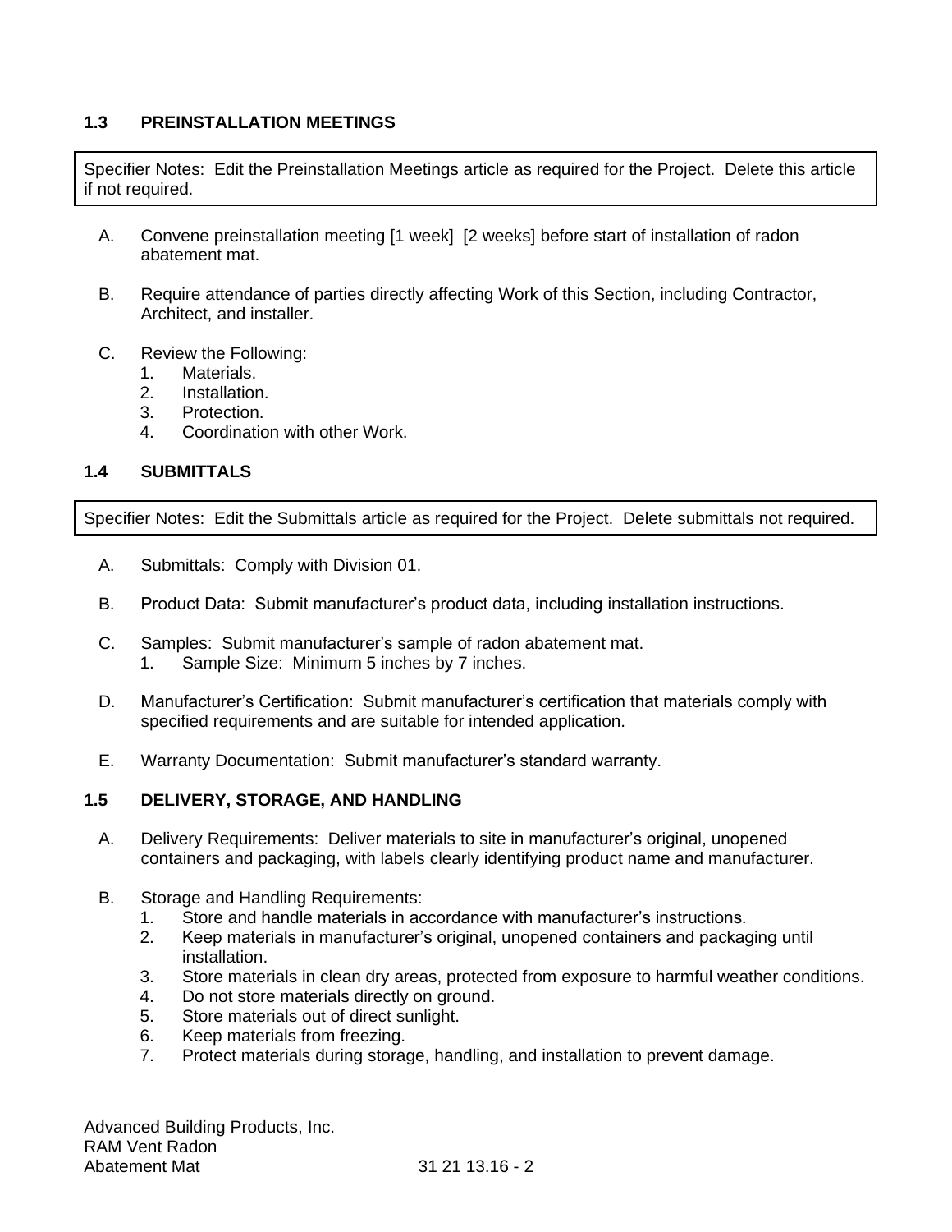### 1.3 PREINSTALLATION MEETINGS

> Specifier Notes: Edit the Preinstallation Meetings article as required for the Project. Delete this article if not required.

A. Convene preinstallation meeting [1 week] [2 weeks] before start of installation of radon abatement mat.

B. Require attendance of parties directly affecting Work of this Section, including Contractor, Architect, and installer.

C. Review the Following:
   1. Materials.
   2. Installation.
   3. Protection.
   4. Coordination with other Work.

### 1.4 SUBMITTALS

> Specifier Notes: Edit the Submittals article as required for the Project. Delete submittals not required.

A. Submittals: Comply with Division 01.

B. Product Data: Submit manufacturer's product data, including installation instructions.

C. Samples: Submit manufacturer's sample of radon abatement mat.
   1. Sample Size: Minimum 5 inches by 7 inches.

D. Manufacturer's Certification: Submit manufacturer's certification that materials comply with specified requirements and are suitable for intended application.

E. Warranty Documentation: Submit manufacturer's standard warranty.

### 1.5 DELIVERY, STORAGE, AND HANDLING

A. Delivery Requirements: Deliver materials to site in manufacturer's original, unopened containers and packaging, with labels clearly identifying product name and manufacturer.

B. Storage and Handling Requirements:
   1. Store and handle materials in accordance with manufacturer's instructions.
   2. Keep materials in manufacturer's original, unopened containers and packaging until installation.
   3. Store materials in clean dry areas, protected from exposure to harmful weather conditions.
   4. Do not store materials directly on ground.
   5. Store materials out of direct sunlight.
   6. Keep materials from freezing.
   7. Protect materials during storage, handling, and installation to prevent damage.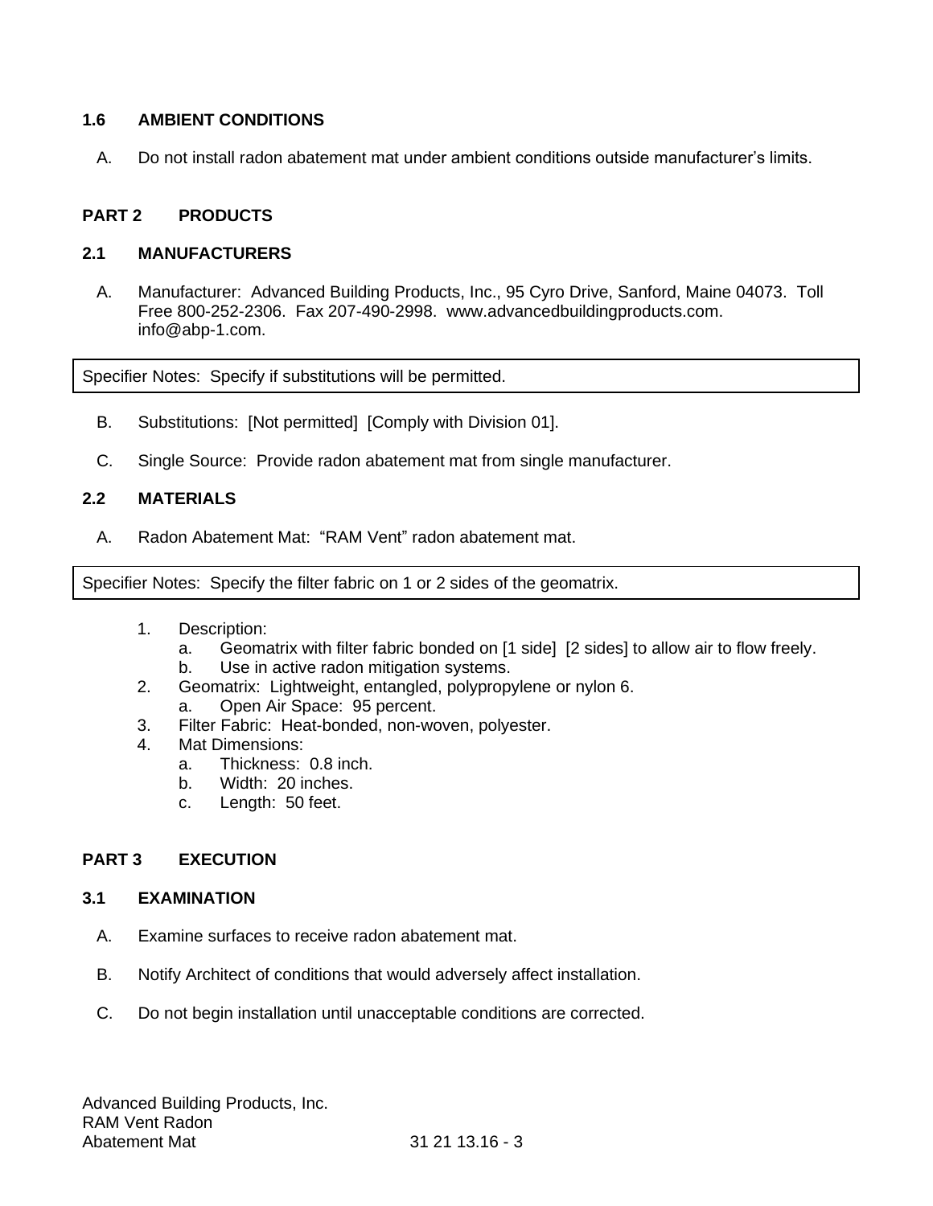### 1.6 AMBIENT CONDITIONS

A. Do not install radon abatement mat under ambient conditions outside manufacturer's limits.

## PART 2 PRODUCTS

### 2.1 MANUFACTURERS

A. Manufacturer: Advanced Building Products, Inc., 95 Cyro Drive, Sanford, Maine 04073. Toll Free 800-252-2306. Fax 207-490-2998. www.advancedbuildingproducts.com. info@abp-1.com.

> Specifier Notes: Specify if substitutions will be permitted.

B. Substitutions: [Not permitted] [Comply with Division 01].

C. Single Source: Provide radon abatement mat from single manufacturer.

### 2.2 MATERIALS

A. Radon Abatement Mat: "RAM Vent" radon abatement mat.

> Specifier Notes: Specify the filter fabric on 1 or 2 sides of the geomatrix.

1. Description:
   a. Geomatrix with filter fabric bonded on [1 side] [2 sides] to allow air to flow freely.
   b. Use in active radon mitigation systems.
2. Geomatrix: Lightweight, entangled, polypropylene or nylon 6.
   a. Open Air Space: 95 percent.
3. Filter Fabric: Heat-bonded, non-woven, polyester.
4. Mat Dimensions:
   a. Thickness: 0.8 inch.
   b. Width: 20 inches.
   c. Length: 50 feet.

## PART 3 EXECUTION

### 3.1 EXAMINATION

A. Examine surfaces to receive radon abatement mat.

B. Notify Architect of conditions that would adversely affect installation.

C. Do not begin installation until unacceptable conditions are corrected.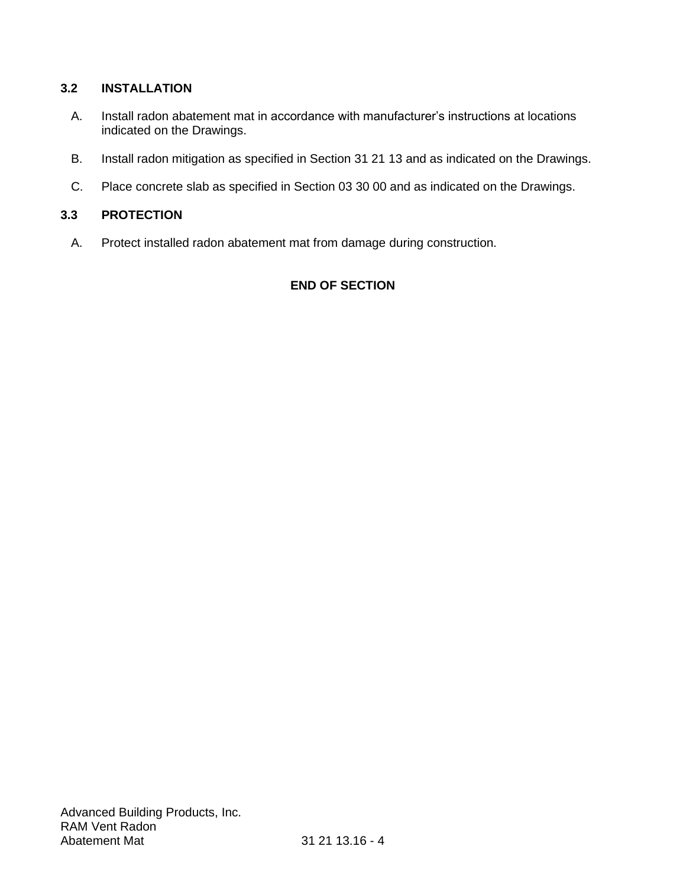### 3.2 INSTALLATION

A. Install radon abatement mat in accordance with manufacturer's instructions at locations indicated on the Drawings.

B. Install radon mitigation as specified in Section 31 21 13 and as indicated on the Drawings.

C. Place concrete slab as specified in Section 03 30 00 and as indicated on the Drawings.

### 3.3 PROTECTION

A. Protect installed radon abatement mat from damage during construction.

**END OF SECTION**